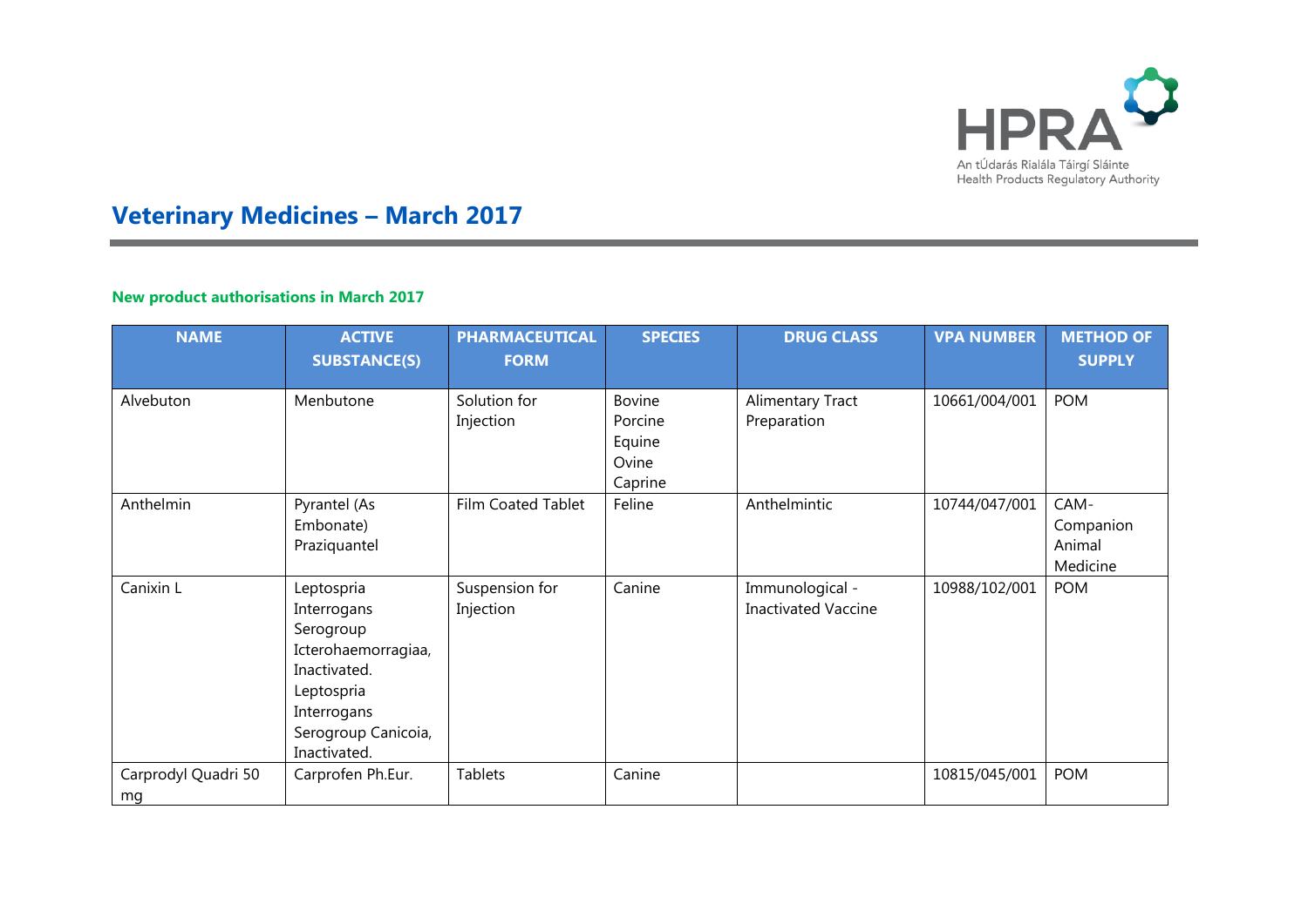# Veterinary Medicines – March 2017

**New product authorisations in March 2017**

| NAME | ACTIVE SUBSTANCE(S) | PHARMACEUTICAL FORM | SPECIES | DRUG CLASS | VPA NUMBER | METHOD OF SUPPLY |
|---|---|---|---|---|---|---|
| Alvebuton | Menbutone | Solution for Injection | Bovine Porcine Equine Ovine Caprine | Alimentary Tract Preparation | 10661/004/001 | POM |
| Anthelmin | Pyrantel (As Embonate) Praziquantel | Film Coated Tablet | Feline | Anthelmintic | 10744/047/001 | CAM- Companion Animal Medicine |
| Canixin L | Leptospria Interrogans Serogroup Icterohaemorragiaa, Inactivated. Leptospria Interrogans Serogroup Canicoia, Inactivated. | Suspension for Injection | Canine | Immunological - Inactivated Vaccine | 10988/102/001 | POM |
| Carprodyl Quadri 50 mg | Carprofen Ph.Eur. | Tablets | Canine | | 10815/045/001 | POM |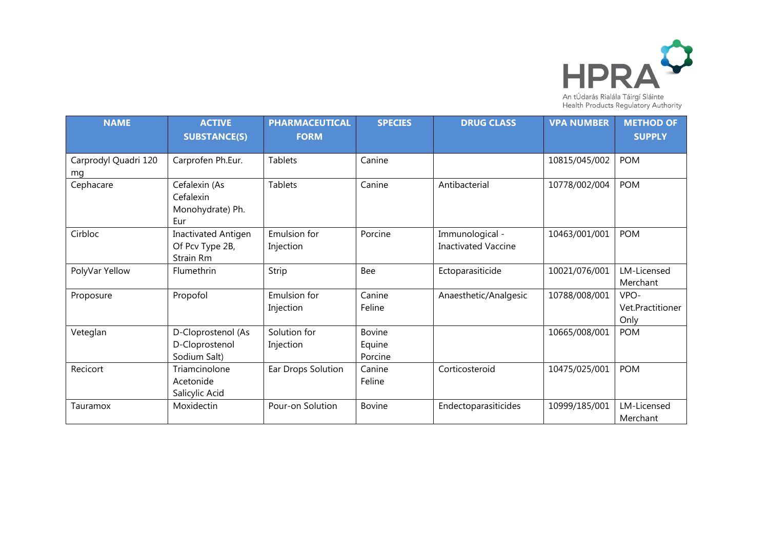| NAME | ACTIVE SUBSTANCE(S) | PHARMACEUTICAL FORM | SPECIES | DRUG CLASS | VPA NUMBER | METHOD OF SUPPLY |
|---|---|---|---|---|---|---|
| Carprodyl Quadri 120 mg | Carprofen Ph.Eur. | Tablets | Canine | | 10815/045/002 | POM |
| Cephacare | Cefalexin (As Cefalexin Monohydrate) Ph. Eur | Tablets | Canine | Antibacterial | 10778/002/004 | POM |
| Cirbloc | Inactivated Antigen Of Pcv Type 2B, Strain Rm | Emulsion for Injection | Porcine | Immunological - Inactivated Vaccine | 10463/001/001 | POM |
| PolyVar Yellow | Flumethrin | Strip | Bee | Ectoparasiticide | 10021/076/001 | LM-Licensed Merchant |
| Proposure | Propofol | Emulsion for Injection | Canine Feline | Anaesthetic/Analgesic | 10788/008/001 | VPO-Vet.Practitioner Only |
| Veteglan | D-Cloprostenol (As D-Cloprostenol Sodium Salt) | Solution for Injection | Bovine Equine Porcine | | 10665/008/001 | POM |
| Recicort | Triamcinolone Acetonide Salicylic Acid | Ear Drops Solution | Canine Feline | Corticosteroid | 10475/025/001 | POM |
| Tauramox | Moxidectin | Pour-on Solution | Bovine | Endectoparasiticides | 10999/185/001 | LM-Licensed Merchant |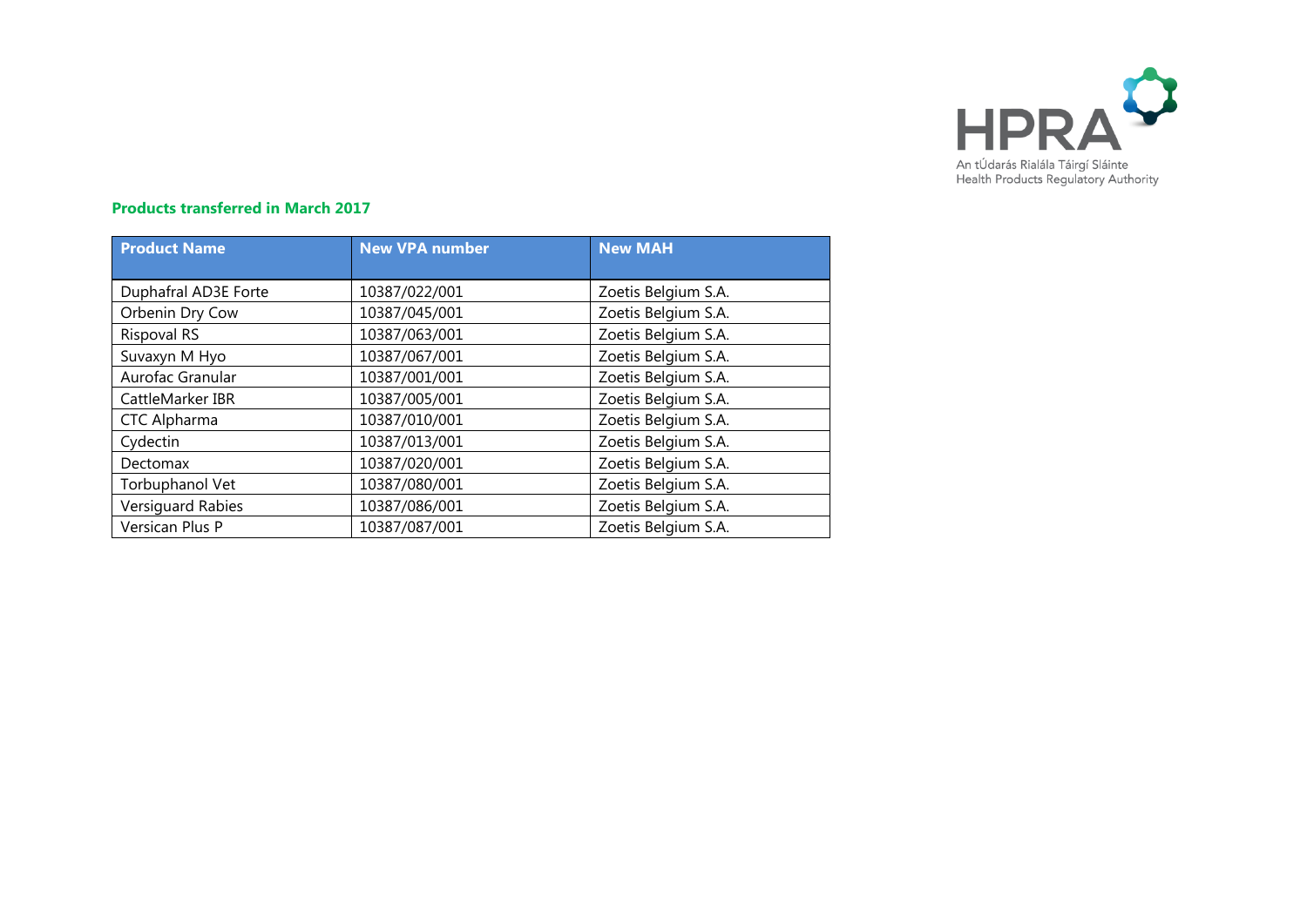## Products transferred in March 2017

| Product Name | New VPA number | New MAH |
|---|---|---|
| Duphafral AD3E Forte | 10387/022/001 | Zoetis Belgium S.A. |
| Orbenin Dry Cow | 10387/045/001 | Zoetis Belgium S.A. |
| Rispoval RS | 10387/063/001 | Zoetis Belgium S.A. |
| Suvaxyn M Hyo | 10387/067/001 | Zoetis Belgium S.A. |
| Aurofac Granular | 10387/001/001 | Zoetis Belgium S.A. |
| CattleMarker IBR | 10387/005/001 | Zoetis Belgium S.A. |
| CTC Alpharma | 10387/010/001 | Zoetis Belgium S.A. |
| Cydectin | 10387/013/001 | Zoetis Belgium S.A. |
| Dectomax | 10387/020/001 | Zoetis Belgium S.A. |
| Torbuphanol Vet | 10387/080/001 | Zoetis Belgium S.A. |
| Versiguard Rabies | 10387/086/001 | Zoetis Belgium S.A. |
| Versican Plus P | 10387/087/001 | Zoetis Belgium S.A. |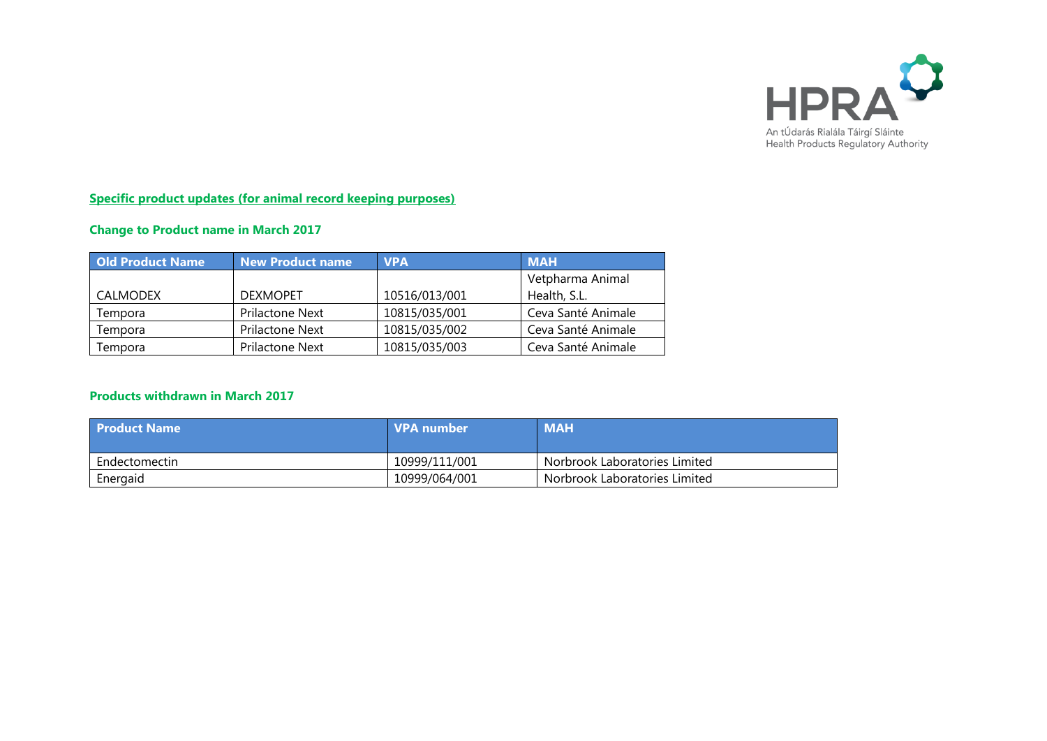## Specific product updates (for animal record keeping purposes)

### Change to Product name in March 2017

| Old Product Name | New Product name | VPA | MAH |
|---|---|---|---|
| CALMODEX | DEXMOPET | 10516/013/001 | Vetpharma Animal Health, S.L. |
| Tempora | Prilactone Next | 10815/035/001 | Ceva Santé Animale |
| Tempora | Prilactone Next | 10815/035/002 | Ceva Santé Animale |
| Tempora | Prilactone Next | 10815/035/003 | Ceva Santé Animale |

### Products withdrawn in March 2017

| Product Name | VPA number | MAH |
|---|---|---|
| Endectomectin | 10999/111/001 | Norbrook Laboratories Limited |
| Energaid | 10999/064/001 | Norbrook Laboratories Limited |